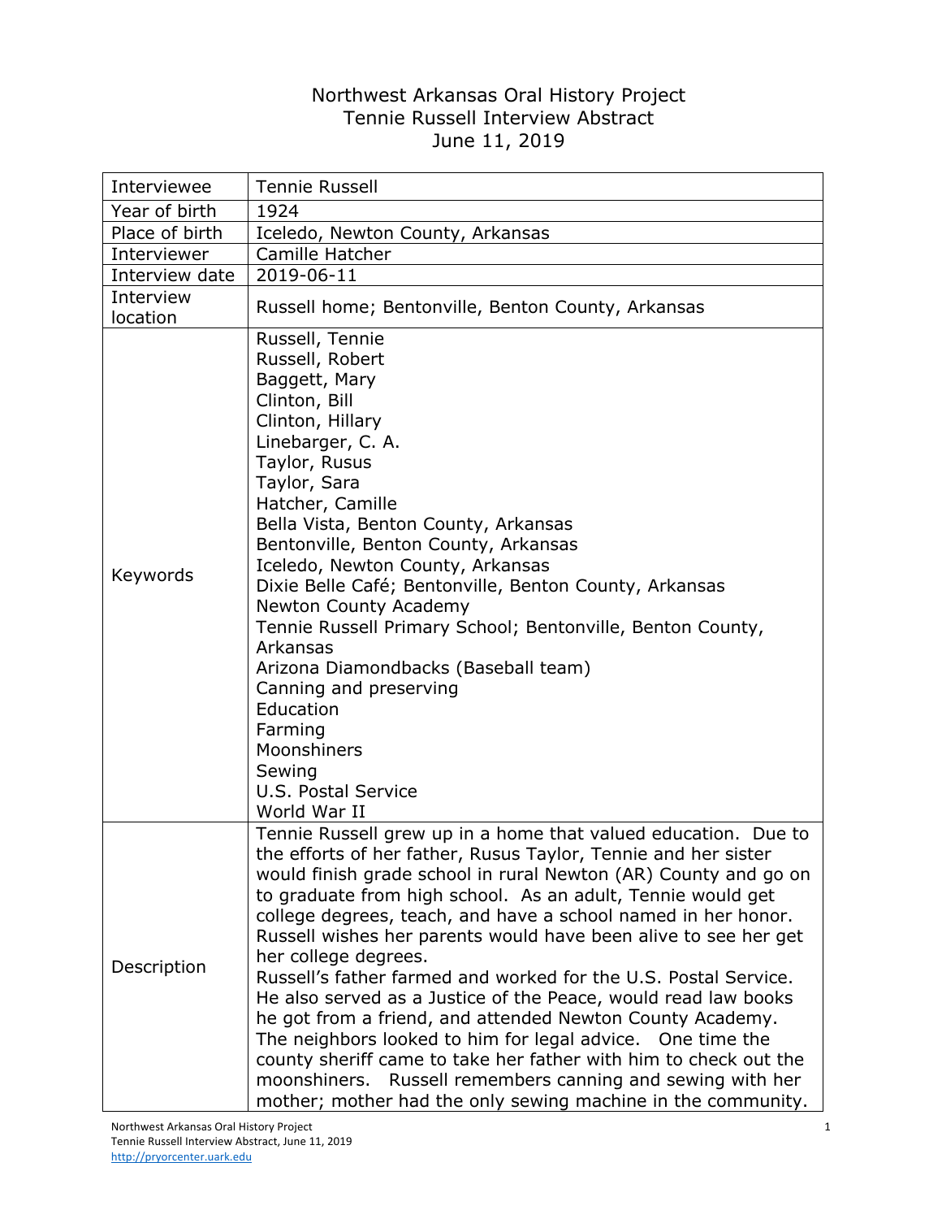# Northwest Arkansas Oral History Project
## Tennie Russell Interview Abstract
### June 11, 2019

| | |
|---|---|
| Interviewee | Tennie Russell |
| Year of birth | 1924 |
| Place of birth | Iceledo, Newton County, Arkansas |
| Interviewer | Camille Hatcher |
| Interview date | 2019-06-11 |
| Interview location | Russell home; Bentonville, Benton County, Arkansas |
| Keywords | Russell, Tennie<br>Russell, Robert<br>Baggett, Mary<br>Clinton, Bill<br>Clinton, Hillary<br>Linebarger, C. A.<br>Taylor, Rusus<br>Taylor, Sara<br>Hatcher, Camille<br>Bella Vista, Benton County, Arkansas<br>Bentonville, Benton County, Arkansas<br>Iceledo, Newton County, Arkansas<br>Dixie Belle Café; Bentonville, Benton County, Arkansas<br>Newton County Academy<br>Tennie Russell Primary School; Bentonville, Benton County, Arkansas<br>Arizona Diamondbacks (Baseball team)<br>Canning and preserving<br>Education<br>Farming<br>Moonshiners<br>Sewing<br>U.S. Postal Service<br>World War II |
| Description | Tennie Russell grew up in a home that valued education. Due to the efforts of her father, Rusus Taylor, Tennie and her sister would finish grade school in rural Newton (AR) County and go on to graduate from high school. As an adult, Tennie would get college degrees, teach, and have a school named in her honor. Russell wishes her parents would have been alive to see her get her college degrees.<br>Russell's father farmed and worked for the U.S. Postal Service. He also served as a Justice of the Peace, would read law books he got from a friend, and attended Newton County Academy. The neighbors looked to him for legal advice. One time the county sheriff came to take her father with him to check out the moonshiners. Russell remembers canning and sewing with her mother; mother had the only sewing machine in the community. |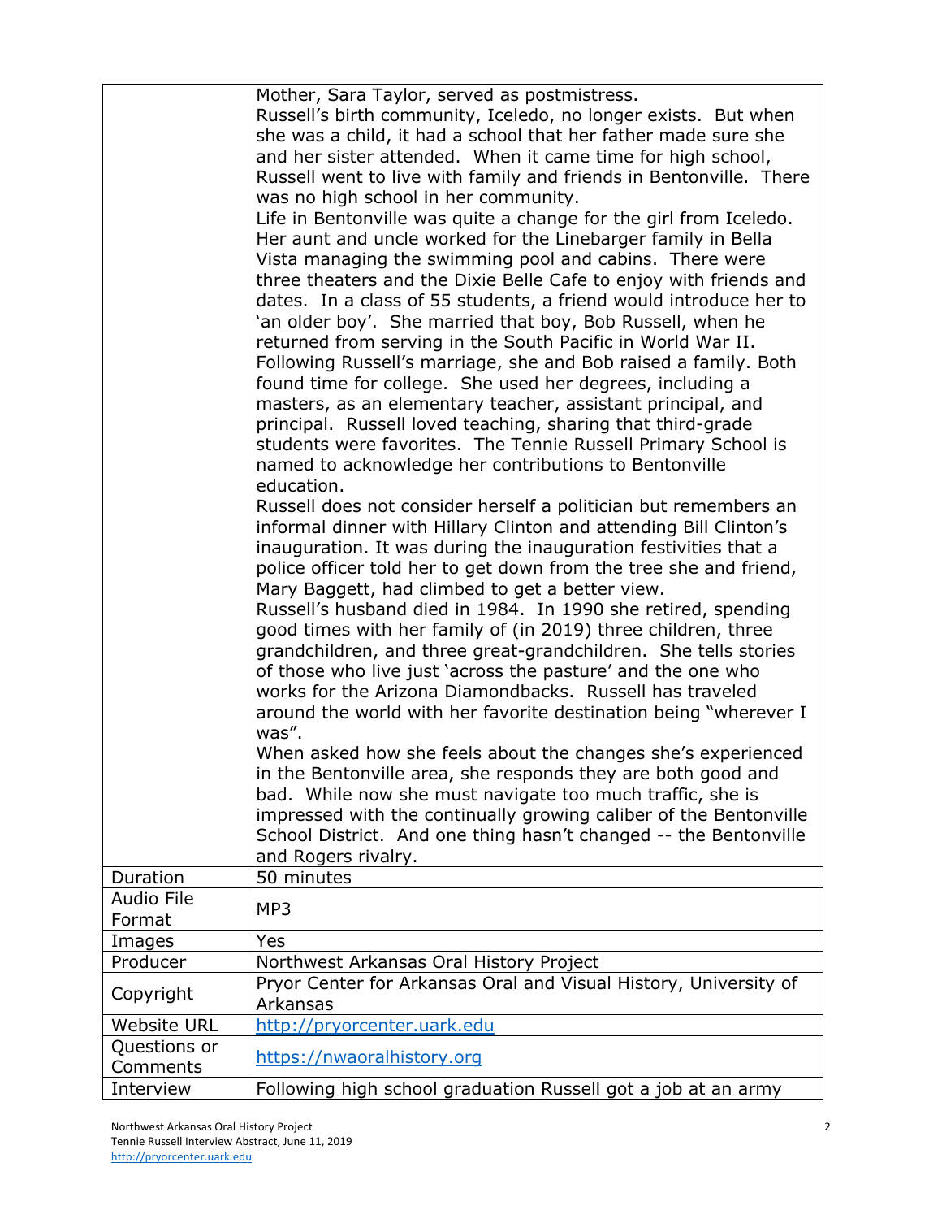| | |
|---|---|
| | Mother, Sara Taylor, served as postmistress.<br>Russell's birth community, Iceledo, no longer exists. But when she was a child, it had a school that her father made sure she and her sister attended. When it came time for high school, Russell went to live with family and friends in Bentonville. There was no high school in her community.<br>Life in Bentonville was quite a change for the girl from Iceledo. Her aunt and uncle worked for the Linebarger family in Bella Vista managing the swimming pool and cabins. There were three theaters and the Dixie Belle Cafe to enjoy with friends and dates. In a class of 55 students, a friend would introduce her to 'an older boy'. She married that boy, Bob Russell, when he returned from serving in the South Pacific in World War II.<br>Following Russell's marriage, she and Bob raised a family. Both found time for college. She used her degrees, including a masters, as an elementary teacher, assistant principal, and principal. Russell loved teaching, sharing that third-grade students were favorites. The Tennie Russell Primary School is named to acknowledge her contributions to Bentonville education.<br>Russell does not consider herself a politician but remembers an informal dinner with Hillary Clinton and attending Bill Clinton's inauguration. It was during the inauguration festivities that a police officer told her to get down from the tree she and friend, Mary Baggett, had climbed to get a better view.<br>Russell's husband died in 1984. In 1990 she retired, spending good times with her family of (in 2019) three children, three grandchildren, and three great-grandchildren. She tells stories of those who live just 'across the pasture' and the one who works for the Arizona Diamondbacks. Russell has traveled around the world with her favorite destination being "wherever I was".<br>When asked how she feels about the changes she's experienced in the Bentonville area, she responds they are both good and bad. While now she must navigate too much traffic, she is impressed with the continually growing caliber of the Bentonville School District. And one thing hasn't changed -- the Bentonville and Rogers rivalry. |
| Duration | 50 minutes |
| Audio File Format | MP3 |
| Images | Yes |
| Producer | Northwest Arkansas Oral History Project |
| Copyright | Pryor Center for Arkansas Oral and Visual History, University of Arkansas |
| Website URL | http://pryorcenter.uark.edu |
| Questions or Comments | https://nwaoralhistory.org |
| Interview | Following high school graduation Russell got a job at an army |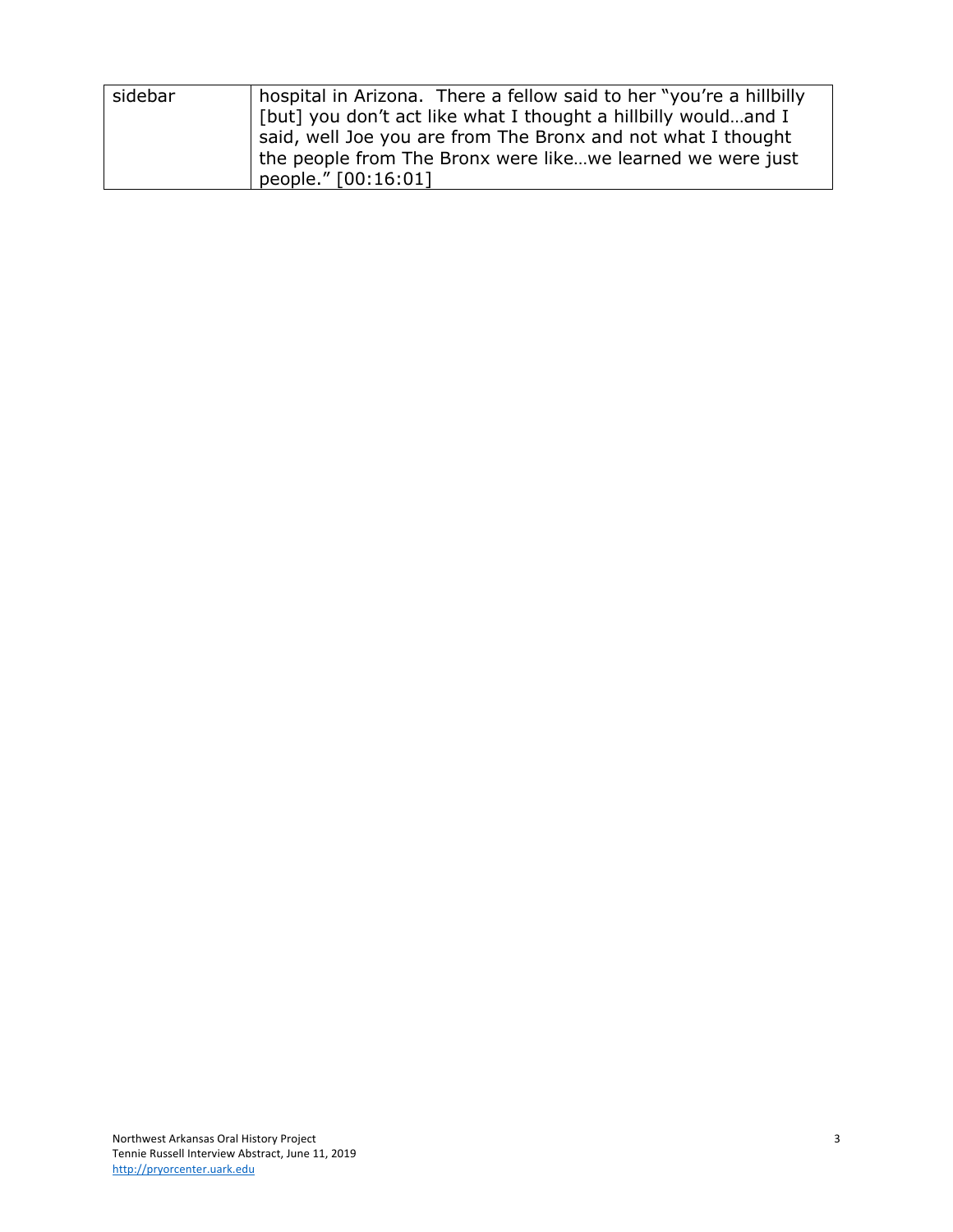| | |
|---|---|
| sidebar | hospital in Arizona. There a fellow said to her "you're a hillbilly [but] you don't act like what I thought a hillbilly would…and I said, well Joe you are from The Bronx and not what I thought the people from The Bronx were like…we learned we were just people." [00:16:01] |